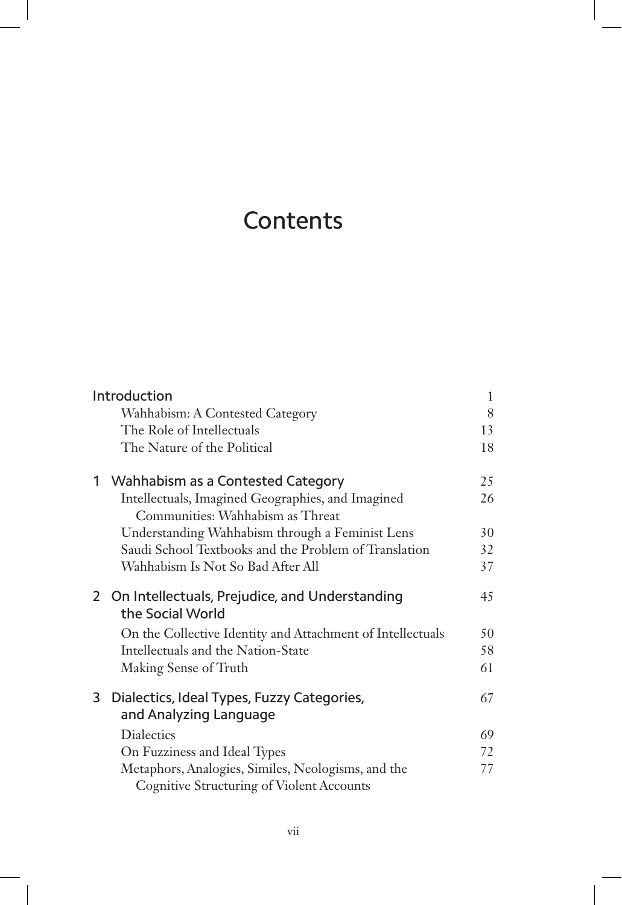# Contents

| | | |
|---|---|---|
| Introduction | | 1 |
| | Wahhabism: A Contested Category | 8 |
| | The Role of Intellectuals | 13 |
| | The Nature of the Political | 18 |
| 1 | Wahhabism as a Contested Category | 25 |
| | Intellectuals, Imagined Geographies, and Imagined Communities: Wahhabism as Threat | 26 |
| | Understanding Wahhabism through a Feminist Lens | 30 |
| | Saudi School Textbooks and the Problem of Translation | 32 |
| | Wahhabism Is Not So Bad After All | 37 |
| 2 | On Intellectuals, Prejudice, and Understanding the Social World | 45 |
| | On the Collective Identity and Attachment of Intellectuals | 50 |
| | Intellectuals and the Nation-State | 58 |
| | Making Sense of Truth | 61 |
| 3 | Dialectics, Ideal Types, Fuzzy Categories, and Analyzing Language | 67 |
| | Dialectics | 69 |
| | On Fuzziness and Ideal Types | 72 |
| | Metaphors, Analogies, Similes, Neologisms, and the Cognitive Structuring of Violent Accounts | 77 |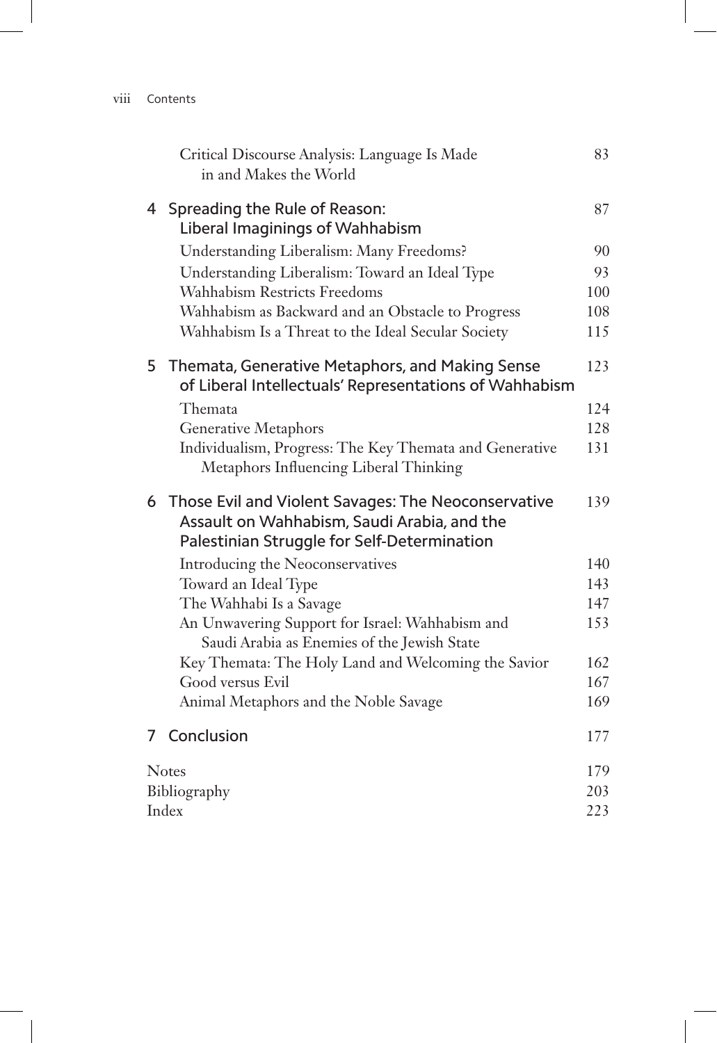Critical Discourse Analysis: Language Is Made in and Makes the World 83

**4 Spreading the Rule of Reason: Liberal Imaginings of Wahhabism** 87

Understanding Liberalism: Many Freedoms? 90
Understanding Liberalism: Toward an Ideal Type 93
Wahhabism Restricts Freedoms 100
Wahhabism as Backward and an Obstacle to Progress 108
Wahhabism Is a Threat to the Ideal Secular Society 115

**5 Themata, Generative Metaphors, and Making Sense of Liberal Intellectuals' Representations of Wahhabism** 123

Themata 124
Generative Metaphors 128
Individualism, Progress: The Key Themata and Generative Metaphors Influencing Liberal Thinking 131

**6 Those Evil and Violent Savages: The Neoconservative Assault on Wahhabism, Saudi Arabia, and the Palestinian Struggle for Self-Determination** 139

Introducing the Neoconservatives 140
Toward an Ideal Type 143
The Wahhabi Is a Savage 147
An Unwavering Support for Israel: Wahhabism and Saudi Arabia as Enemies of the Jewish State 153
Key Themata: The Holy Land and Welcoming the Savior 162
Good versus Evil 167
Animal Metaphors and the Noble Savage 169

**7 Conclusion** 177

Notes 179
Bibliography 203
Index 223